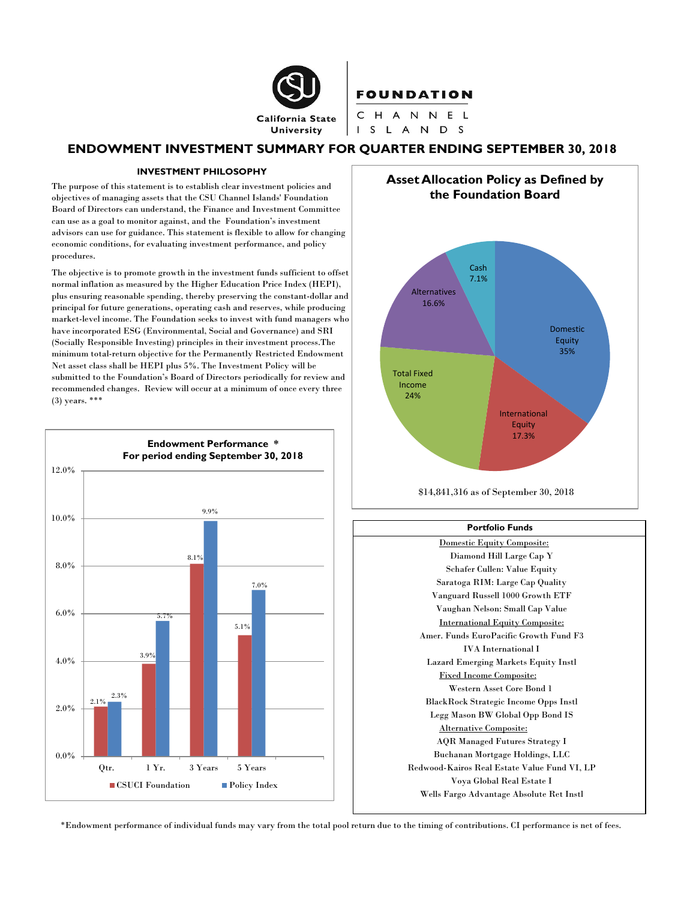California State University | FOUNDATION CHANNEL ISLANDS

# ENDOWMENT INVESTMENT SUMMARY FOR QUARTER ENDING SEPTEMBER 30, 2018

## INVESTMENT PHILOSOPHY

The purpose of this statement is to establish clear investment policies and objectives of managing assets that the CSU Channel Islands' Foundation Board of Directors can understand, the Finance and Investment Committee can use as a goal to monitor against, and the Foundation's investment advisors can use for guidance. This statement is flexible to allow for changing economic conditions, for evaluating investment performance, and policy procedures.

The objective is to promote growth in the investment funds sufficient to offset normal inflation as measured by the Higher Education Price Index (HEPI), plus ensuring reasonable spending, thereby preserving the constant-dollar and principal for future generations, operating cash and reserves, while producing market-level income. The Foundation seeks to invest with fund managers who have incorporated ESG (Environmental, Social and Governance) and SRI (Socially Responsible Investing) principles in their investment process.The minimum total-return objective for the Permanently Restricted Endowment Net asset class shall be HEPI plus 5%. The Investment Policy will be submitted to the Foundation's Board of Directors periodically for review and recommended changes. Review will occur at a minimum of once every three (3) years. ***

**Asset Allocation Policy as Defined by the Foundation Board**

Domestic Equity 35%
International Equity 17.3%
Total Fixed Income 24%
Alternatives 16.6%
Cash 7.1%

$14,841,316 as of September 30, 2018

**Endowment Performance * For period ending September 30, 2018**

12.0%
10.0%
8.0%
6.0%
4.0%
2.0%
0.0%

Qtr.: 2.1% 2.3%
1 Yr.: 3.9% 5.7%
3 Years: 8.1% 9.9%
5 Years: 5.1% 7.0%

CSUCI Foundation
Policy Index

| Portfolio Funds |
|---|
| Domestic Equity Composite: |
| Diamond Hill Large Cap Y |
| Schafer Cullen: Value Equity |
| Saratoga RIM: Large Cap Quality |
| Vanguard Russell 1000 Growth ETF |
| Vaughan Nelson: Small Cap Value |
| International Equity Composite: |
| Amer. Funds EuroPacific Growth Fund F3 |
| IVA International I |
| Lazard Emerging Markets Equity Instl |
| Fixed Income Composite: |
| Western Asset Core Bond 1 |
| BlackRock Strategic Income Opps Instl |
| Legg Mason BW Global Opp Bond IS |
| Alternative Composite: |
| AQR Managed Futures Strategy I |
| Buchanan Mortgage Holdings, LLC |
| Redwood-Kairos Real Estate Value Fund VI, LP |
| Voya Global Real Estate I |
| Wells Fargo Advantage Absolute Ret Instl |

*Endowment performance of individual funds may vary from the total pool return due to the timing of contributions. CI performance is net of fees.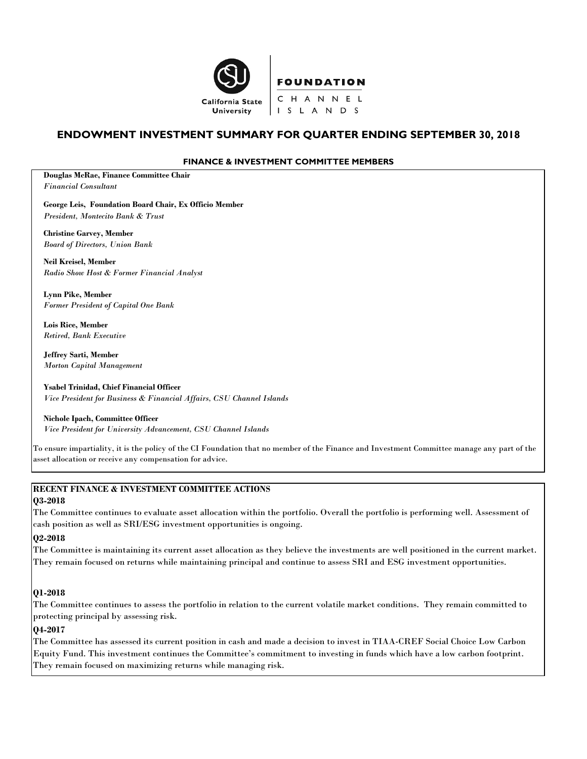FOUNDATION

CHANNEL ISLANDS

California State University

# ENDOWMENT INVESTMENT SUMMARY FOR QUARTER ENDING SEPTEMBER 30, 2018

## FINANCE & INVESTMENT COMMITTEE MEMBERS

**Douglas McRae, Finance Committee Chair**
*Financial Consultant*

**George Leis, Foundation Board Chair, Ex Officio Member**
*President, Montecito Bank & Trust*

**Christine Garvey, Member**
*Board of Directors, Union Bank*

**Neil Kreisel, Member**
*Radio Show Host & Former Financial Analyst*

**Lynn Pike, Member**
*Former President of Capital One Bank*

**Lois Rice, Member**
*Retired, Bank Executive*

**Jeffrey Sarti, Member**
*Morton Capital Management*

**Ysabel Trinidad, Chief Financial Officer**
*Vice President for Business & Financial Affairs, CSU Channel Islands*

**Nichole Ipach, Committee Officer**
*Vice President for University Advancement, CSU Channel Islands*

To ensure impartiality, it is the policy of the CI Foundation that no member of the Finance and Investment Committee manage any part of the asset allocation or receive any compensation for advice.

## RECENT FINANCE & INVESTMENT COMMITTEE ACTIONS

**Q3-2018**

The Committee continues to evaluate asset allocation within the portfolio. Overall the portfolio is performing well. Assessment of cash position as well as SRI/ESG investment opportunities is ongoing.

**Q2-2018**

The Committee is maintaining its current asset allocation as they believe the investments are well positioned in the current market. They remain focused on returns while maintaining principal and continue to assess SRI and ESG investment opportunities.

**Q1-2018**

The Committee continues to assess the portfolio in relation to the current volatile market conditions. They remain committed to protecting principal by assessing risk.

**Q4-2017**

The Committee has assessed its current position in cash and made a decision to invest in TIAA-CREF Social Choice Low Carbon Equity Fund. This investment continues the Committee's commitment to investing in funds which have a low carbon footprint. They remain focused on maximizing returns while managing risk.